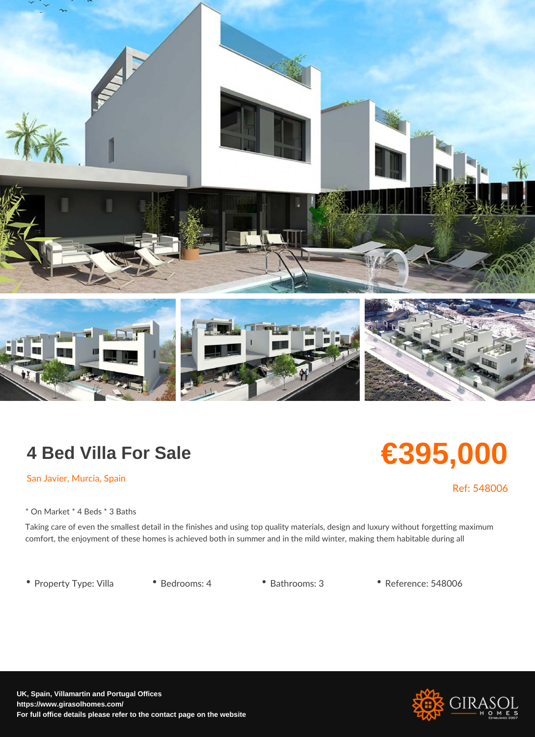# 4 Bed Villa For Sale

**€395,000**

San Javier, Murcia, Spain

Ref: 548006

* On Market * 4 Beds * 3 Baths

Taking care of even the smallest detail in the finishes and using top quality materials, design and luxury without forgetting maximum comfort, the enjoyment of these homes is achieved both in summer and in the mild winter, making them habitable during all

- Property Type: Villa
- Bedrooms: 4
- Bathrooms: 3
- Reference: 548006

**UK, Spain, Villamartin and Portugal Offices**
**https://www.girasolhomes.com/**
**For full office details please refer to the contact page on the website**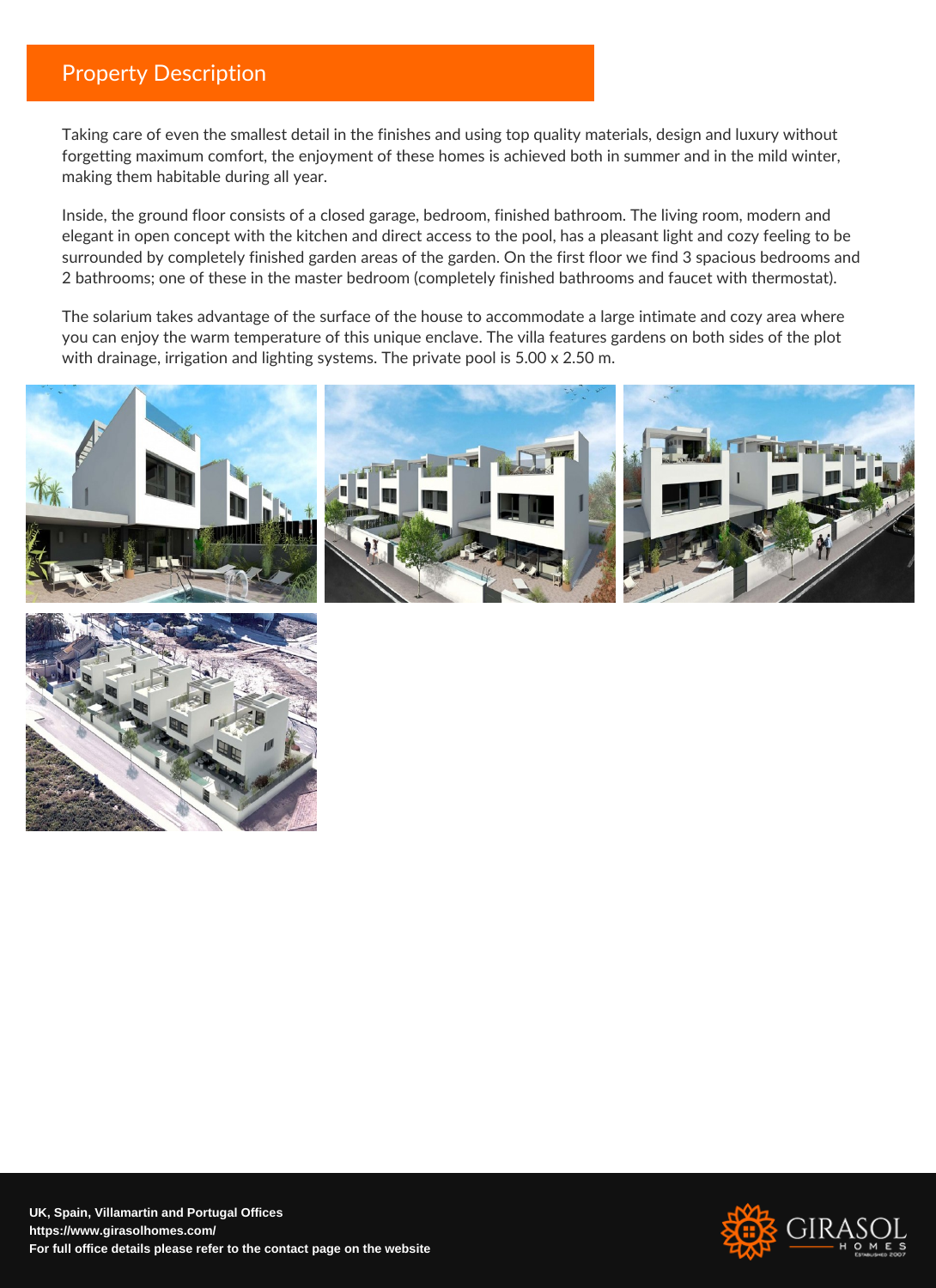## Property Description

Taking care of even the smallest detail in the finishes and using top quality materials, design and luxury without forgetting maximum comfort, the enjoyment of these homes is achieved both in summer and in the mild winter, making them habitable during all year.

Inside, the ground floor consists of a closed garage, bedroom, finished bathroom. The living room, modern and elegant in open concept with the kitchen and direct access to the pool, has a pleasant light and cozy feeling to be surrounded by completely finished garden areas of the garden. On the first floor we find 3 spacious bedrooms and 2 bathrooms; one of these in the master bedroom (completely finished bathrooms and faucet with thermostat).

The solarium takes advantage of the surface of the house to accommodate a large intimate and cozy area where you can enjoy the warm temperature of this unique enclave. The villa features gardens on both sides of the plot with drainage, irrigation and lighting systems. The private pool is 5.00 x 2.50 m.

**UK, Spain, Villamartin and Portugal Offices**
**https://www.girasolhomes.com/**
**For full office details please refer to the contact page on the website**